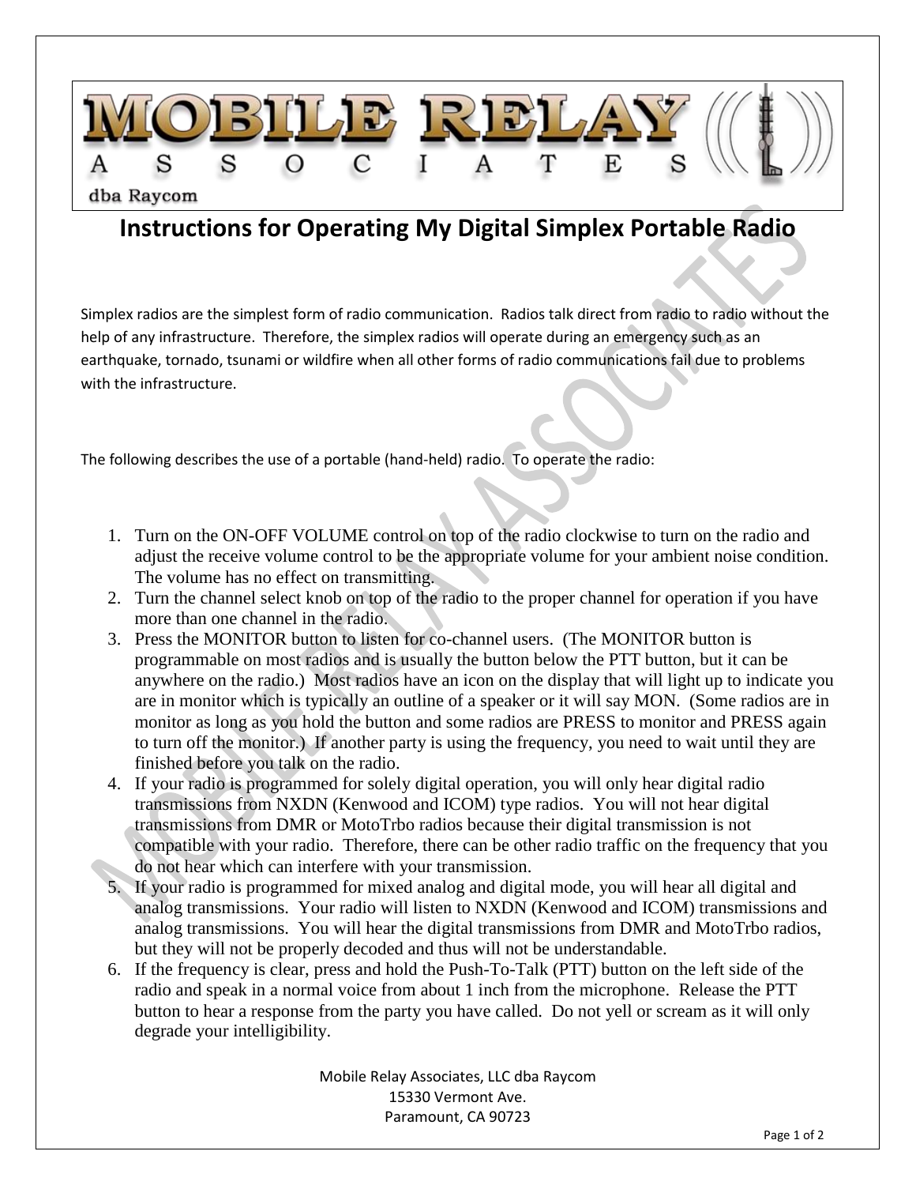MOBILE RELAY ASSOCIATES

dba Raycom

# Instructions for Operating My Digital Simplex Portable Radio

Simplex radios are the simplest form of radio communication. Radios talk direct from radio to radio without the help of any infrastructure. Therefore, the simplex radios will operate during an emergency such as an earthquake, tornado, tsunami or wildfire when all other forms of radio communications fail due to problems with the infrastructure.

The following describes the use of a portable (hand-held) radio. To operate the radio:

1. Turn on the ON-OFF VOLUME control on top of the radio clockwise to turn on the radio and adjust the receive volume control to be the appropriate volume for your ambient noise condition. The volume has no effect on transmitting.
2. Turn the channel select knob on top of the radio to the proper channel for operation if you have more than one channel in the radio.
3. Press the MONITOR button to listen for co-channel users. (The MONITOR button is programmable on most radios and is usually the button below the PTT button, but it can be anywhere on the radio.) Most radios have an icon on the display that will light up to indicate you are in monitor which is typically an outline of a speaker or it will say MON. (Some radios are in monitor as long as you hold the button and some radios are PRESS to monitor and PRESS again to turn off the monitor.) If another party is using the frequency, you need to wait until they are finished before you talk on the radio.
4. If your radio is programmed for solely digital operation, you will only hear digital radio transmissions from NXDN (Kenwood and ICOM) type radios. You will not hear digital transmissions from DMR or MotoTrbo radios because their digital transmission is not compatible with your radio. Therefore, there can be other radio traffic on the frequency that you do not hear which can interfere with your transmission.
5. If your radio is programmed for mixed analog and digital mode, you will hear all digital and analog transmissions. Your radio will listen to NXDN (Kenwood and ICOM) transmissions and analog transmissions. You will hear the digital transmissions from DMR and MotoTrbo radios, but they will not be properly decoded and thus will not be understandable.
6. If the frequency is clear, press and hold the Push-To-Talk (PTT) button on the left side of the radio and speak in a normal voice from about 1 inch from the microphone. Release the PTT button to hear a response from the party you have called. Do not yell or scream as it will only degrade your intelligibility.

Mobile Relay Associates, LLC dba Raycom
15330 Vermont Ave.
Paramount, CA 90723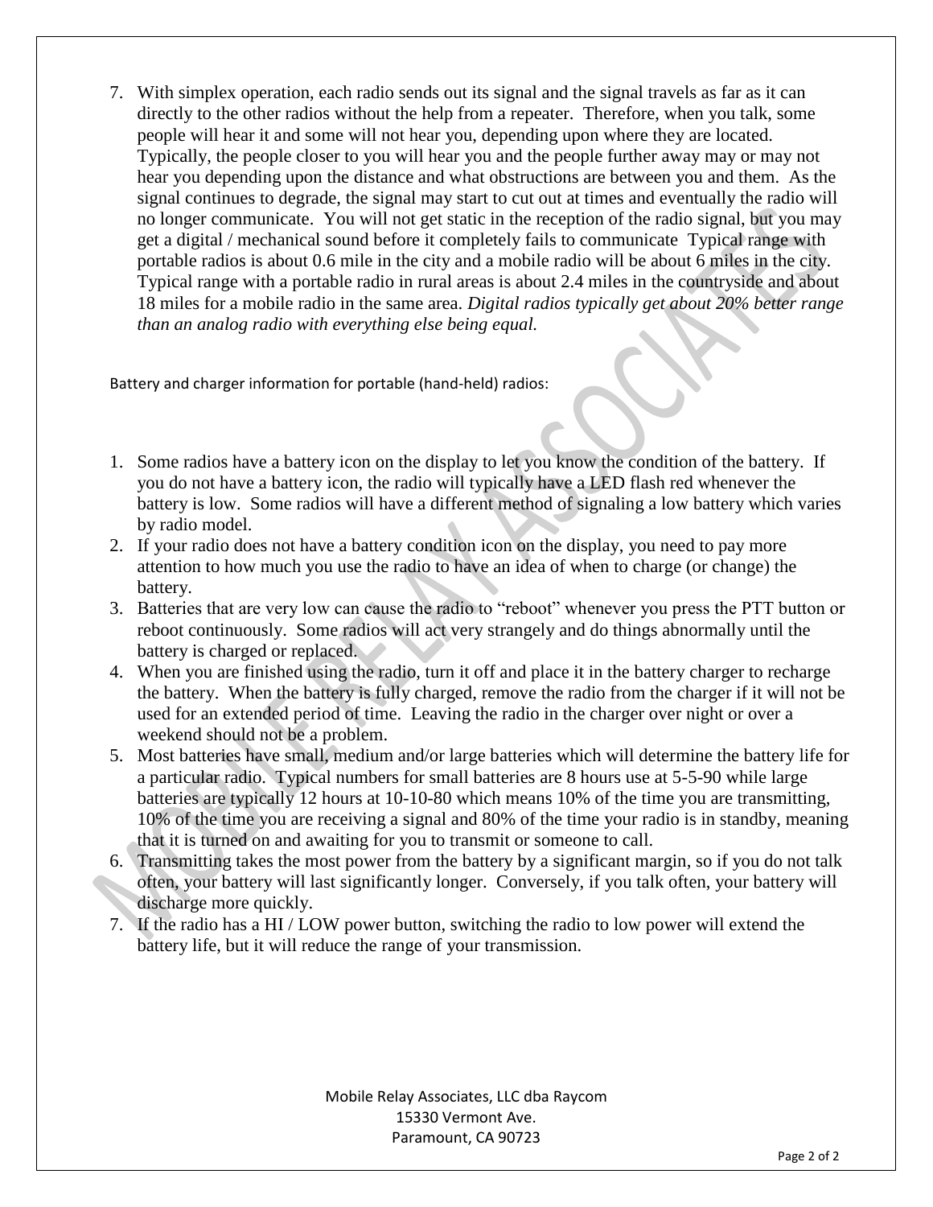7. With simplex operation, each radio sends out its signal and the signal travels as far as it can directly to the other radios without the help from a repeater. Therefore, when you talk, some people will hear it and some will not hear you, depending upon where they are located. Typically, the people closer to you will hear you and the people further away may or may not hear you depending upon the distance and what obstructions are between you and them. As the signal continues to degrade, the signal may start to cut out at times and eventually the radio will no longer communicate. You will not get static in the reception of the radio signal, but you may get a digital / mechanical sound before it completely fails to communicate Typical range with portable radios is about 0.6 mile in the city and a mobile radio will be about 6 miles in the city. Typical range with a portable radio in rural areas is about 2.4 miles in the countryside and about 18 miles for a mobile radio in the same area. *Digital radios typically get about 20% better range than an analog radio with everything else being equal.*

Battery and charger information for portable (hand-held) radios:

1. Some radios have a battery icon on the display to let you know the condition of the battery. If you do not have a battery icon, the radio will typically have a LED flash red whenever the battery is low. Some radios will have a different method of signaling a low battery which varies by radio model.
2. If your radio does not have a battery condition icon on the display, you need to pay more attention to how much you use the radio to have an idea of when to charge (or change) the battery.
3. Batteries that are very low can cause the radio to "reboot" whenever you press the PTT button or reboot continuously. Some radios will act very strangely and do things abnormally until the battery is charged or replaced.
4. When you are finished using the radio, turn it off and place it in the battery charger to recharge the battery. When the battery is fully charged, remove the radio from the charger if it will not be used for an extended period of time. Leaving the radio in the charger over night or over a weekend should not be a problem.
5. Most batteries have small, medium and/or large batteries which will determine the battery life for a particular radio. Typical numbers for small batteries are 8 hours use at 5-5-90 while large batteries are typically 12 hours at 10-10-80 which means 10% of the time you are transmitting, 10% of the time you are receiving a signal and 80% of the time your radio is in standby, meaning that it is turned on and awaiting for you to transmit or someone to call.
6. Transmitting takes the most power from the battery by a significant margin, so if you do not talk often, your battery will last significantly longer. Conversely, if you talk often, your battery will discharge more quickly.
7. If the radio has a HI / LOW power button, switching the radio to low power will extend the battery life, but it will reduce the range of your transmission.

Mobile Relay Associates, LLC dba Raycom
15330 Vermont Ave.
Paramount, CA 90723